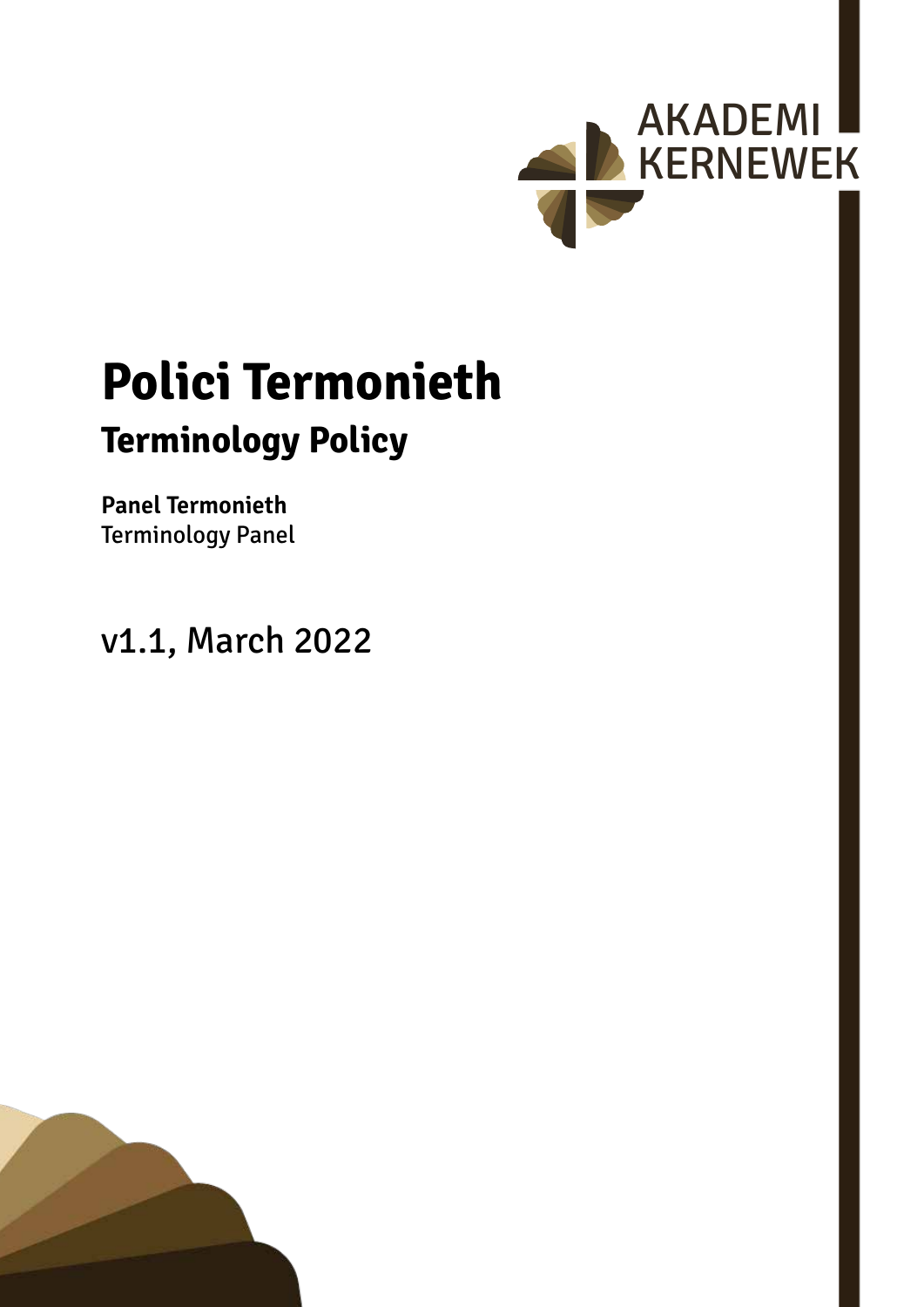AKADEMI KERNEWEK

# Polici Termonieth

## Terminology Policy

**Panel Termonieth**
Terminology Panel

v1.1, March 2022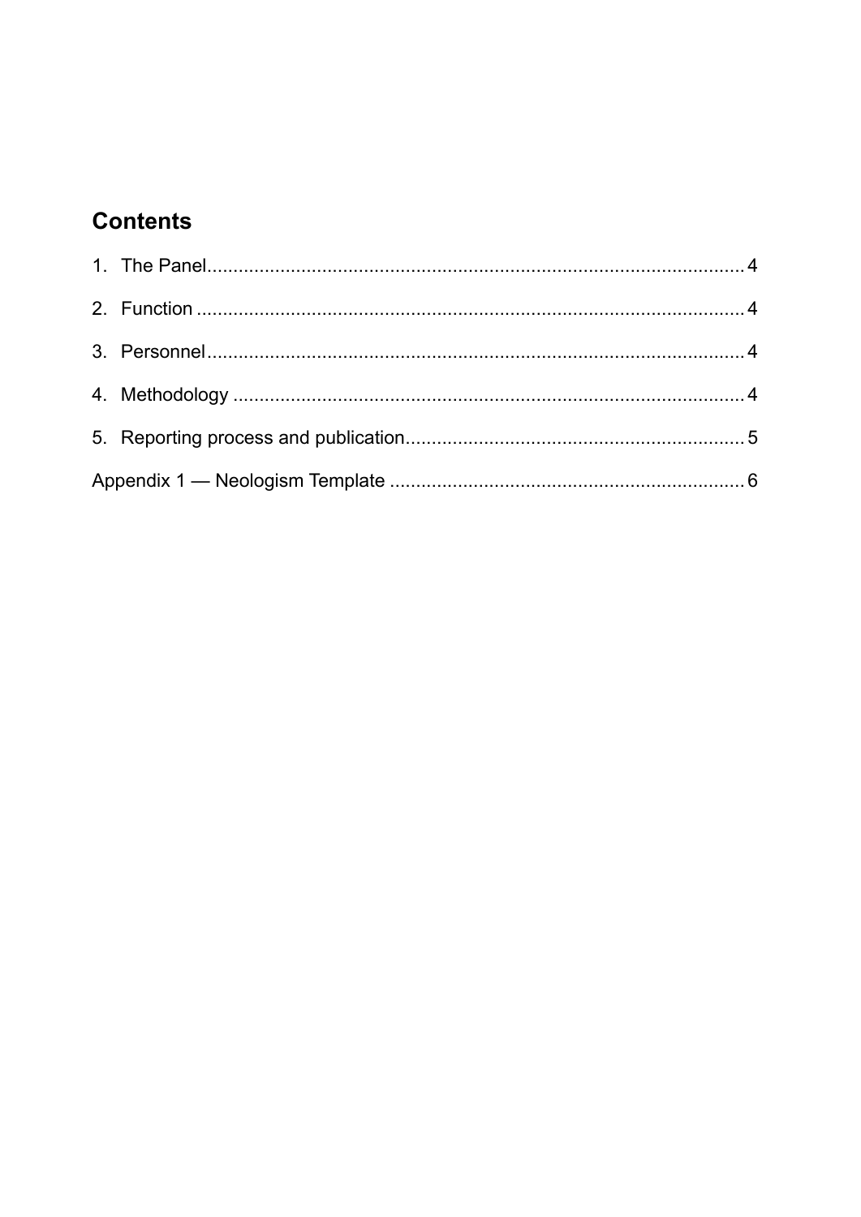## Contents

1. The Panel.......................................................................................................4
2. Function .........................................................................................................4
3. Personnel.......................................................................................................4
4. Methodology ..................................................................................................4
5. Reporting process and publication.................................................................5

Appendix 1 — Neologism Template ....................................................................6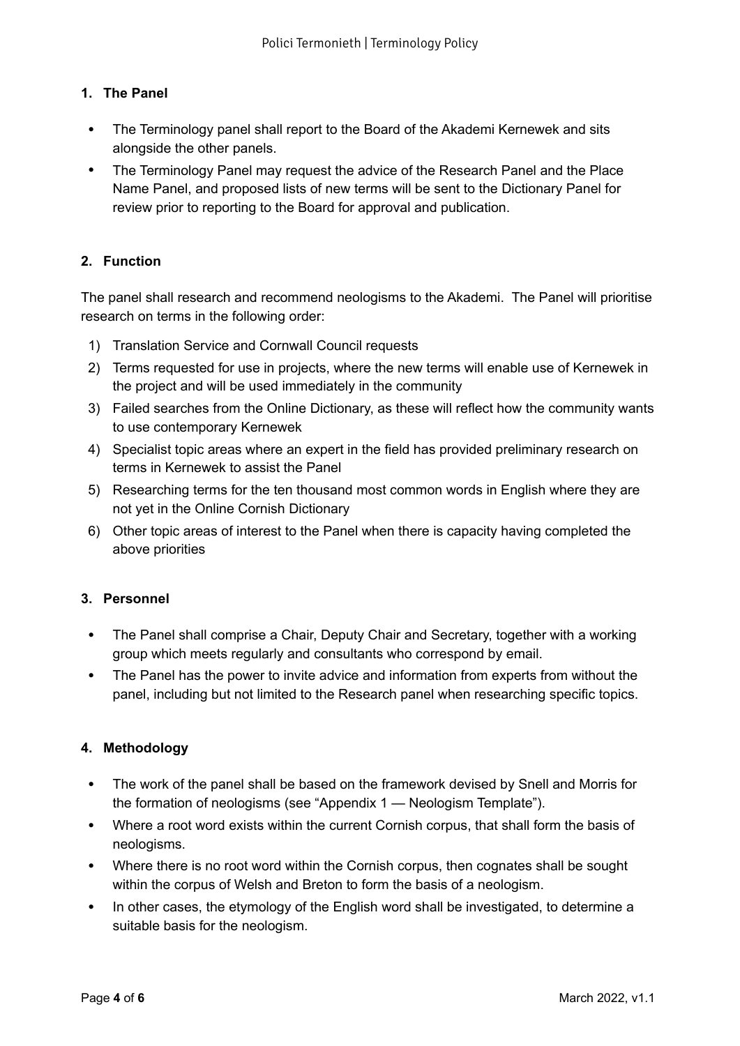## 1. The Panel

- The Terminology panel shall report to the Board of the Akademi Kernewek and sits alongside the other panels.
- The Terminology Panel may request the advice of the Research Panel and the Place Name Panel, and proposed lists of new terms will be sent to the Dictionary Panel for review prior to reporting to the Board for approval and publication.

## 2. Function

The panel shall research and recommend neologisms to the Akademi. The Panel will prioritise research on terms in the following order:

1) Translation Service and Cornwall Council requests
2) Terms requested for use in projects, where the new terms will enable use of Kernewek in the project and will be used immediately in the community
3) Failed searches from the Online Dictionary, as these will reflect how the community wants to use contemporary Kernewek
4) Specialist topic areas where an expert in the field has provided preliminary research on terms in Kernewek to assist the Panel
5) Researching terms for the ten thousand most common words in English where they are not yet in the Online Cornish Dictionary
6) Other topic areas of interest to the Panel when there is capacity having completed the above priorities

## 3. Personnel

- The Panel shall comprise a Chair, Deputy Chair and Secretary, together with a working group which meets regularly and consultants who correspond by email.
- The Panel has the power to invite advice and information from experts from without the panel, including but not limited to the Research panel when researching specific topics.

## 4. Methodology

- The work of the panel shall be based on the framework devised by Snell and Morris for the formation of neologisms (see "Appendix 1 — Neologism Template").
- Where a root word exists within the current Cornish corpus, that shall form the basis of neologisms.
- Where there is no root word within the Cornish corpus, then cognates shall be sought within the corpus of Welsh and Breton to form the basis of a neologism.
- In other cases, the etymology of the English word shall be investigated, to determine a suitable basis for the neologism.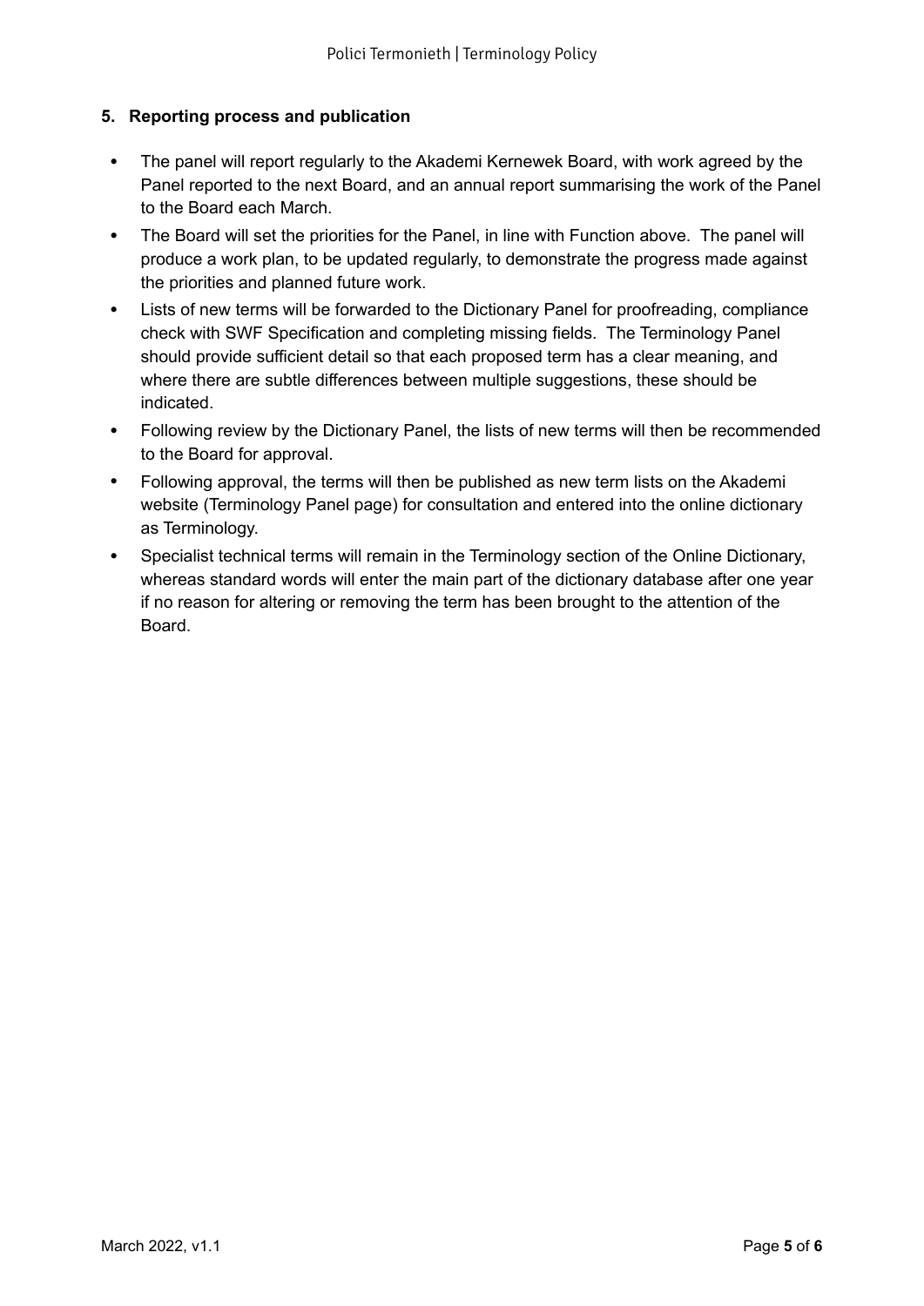## 5. Reporting process and publication

- The panel will report regularly to the Akademi Kernewek Board, with work agreed by the Panel reported to the next Board, and an annual report summarising the work of the Panel to the Board each March.
- The Board will set the priorities for the Panel, in line with Function above. The panel will produce a work plan, to be updated regularly, to demonstrate the progress made against the priorities and planned future work.
- Lists of new terms will be forwarded to the Dictionary Panel for proofreading, compliance check with SWF Specification and completing missing fields. The Terminology Panel should provide sufficient detail so that each proposed term has a clear meaning, and where there are subtle differences between multiple suggestions, these should be indicated.
- Following review by the Dictionary Panel, the lists of new terms will then be recommended to the Board for approval.
- Following approval, the terms will then be published as new term lists on the Akademi website (Terminology Panel page) for consultation and entered into the online dictionary as Terminology.
- Specialist technical terms will remain in the Terminology section of the Online Dictionary, whereas standard words will enter the main part of the dictionary database after one year if no reason for altering or removing the term has been brought to the attention of the Board.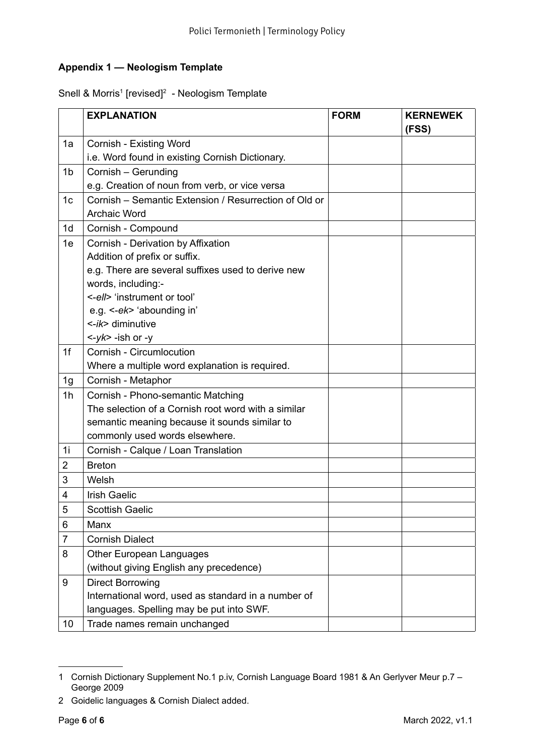## Appendix 1 — Neologism Template

Snell & Morris[1] [revised][2] - Neologism Template

| | EXPLANATION | FORM | KERNEWEK (FSS) |
|---|---|---|---|
| 1a | Cornish - Existing Word<br>i.e. Word found in existing Cornish Dictionary. | | |
| 1b | Cornish – Gerunding<br>e.g. Creation of noun from verb, or vice versa | | |
| 1c | Cornish – Semantic Extension / Resurrection of Old or Archaic Word | | |
| 1d | Cornish - Compound | | |
| 1e | Cornish - Derivation by Affixation<br>Addition of prefix or suffix.<br>e.g. There are several suffixes used to derive new words, including:-<br><-*ell*> 'instrument or tool'<br>e.g. <-*ek*> 'abounding in'<br><-*ik*> diminutive<br><-*yk*> -ish or -y | | |
| 1f | Cornish - Circumlocution<br>Where a multiple word explanation is required. | | |
| 1g | Cornish - Metaphor | | |
| 1h | Cornish - Phono-semantic Matching<br>The selection of a Cornish root word with a similar semantic meaning because it sounds similar to commonly used words elsewhere. | | |
| 1i | Cornish - Calque / Loan Translation | | |
| 2 | Breton | | |
| 3 | Welsh | | |
| 4 | Irish Gaelic | | |
| 5 | Scottish Gaelic | | |
| 6 | Manx | | |
| 7 | Cornish Dialect | | |
| 8 | Other European Languages<br>(without giving English any precedence) | | |
| 9 | Direct Borrowing<br>International word, used as standard in a number of languages. Spelling may be put into SWF. | | |
| 10 | Trade names remain unchanged | | |

1 Cornish Dictionary Supplement No.1 p.iv, Cornish Language Board 1981 & An Gerlyver Meur p.7 – George 2009

2 Goidelic languages & Cornish Dialect added.